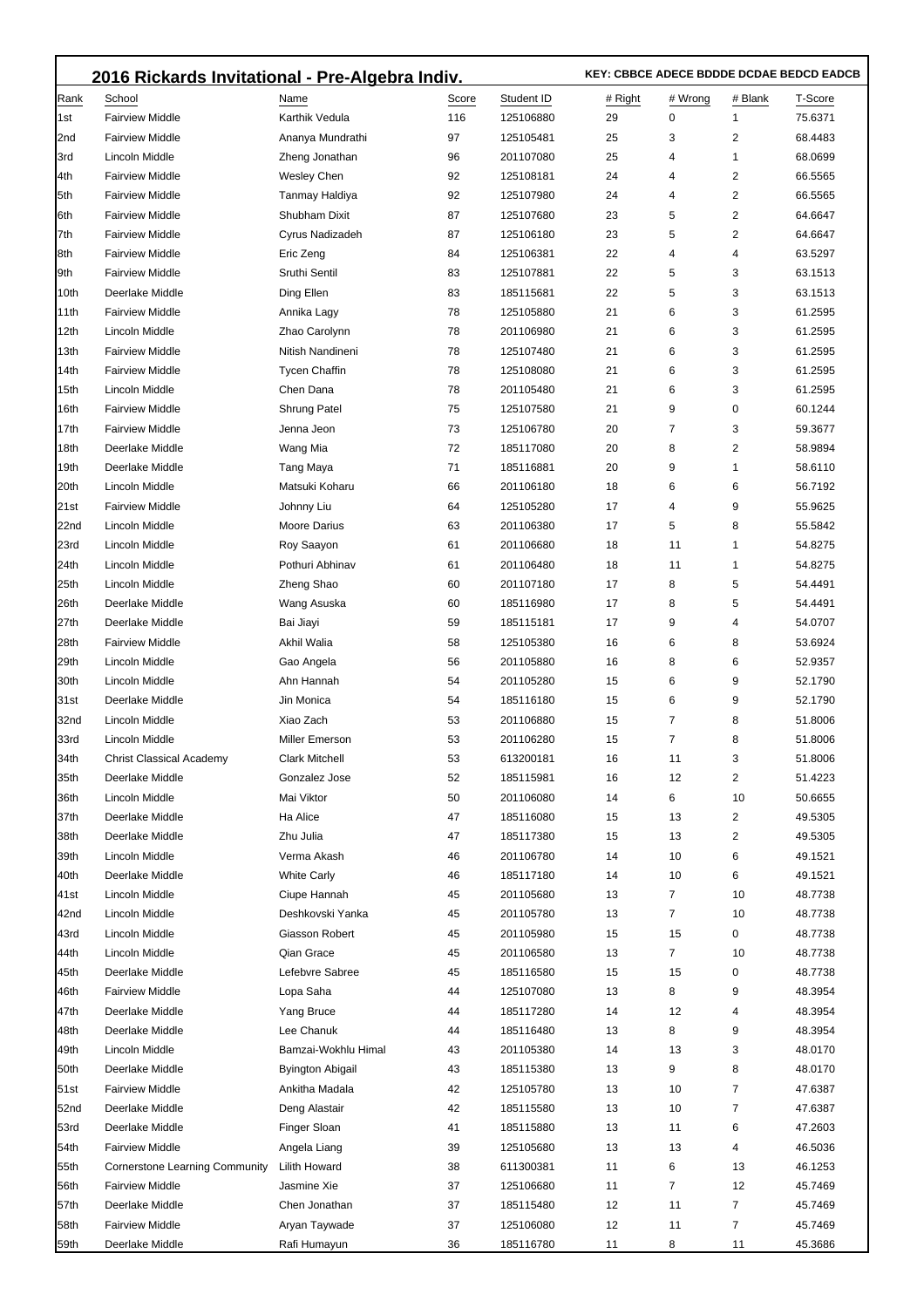## 2016 Rickards Invitational - Pre-Algebra Indiv.

**KEY: CBBCE ADECE BDDDE DCDAE BEDCD EADCB**

| Rank | School | Name | Score | Student ID | # Right | # Wrong | # Blank | T-Score |
|---|---|---|---|---|---|---|---|---|
| 1st | Fairview Middle | Karthik Vedula | 116 | 125106880 | 29 | 0 | 1 | 75.6371 |
| 2nd | Fairview Middle | Ananya Mundrathi | 97 | 125105481 | 25 | 3 | 2 | 68.4483 |
| 3rd | Lincoln Middle | Zheng Jonathan | 96 | 201107080 | 25 | 4 | 1 | 68.0699 |
| 4th | Fairview Middle | Wesley Chen | 92 | 125108181 | 24 | 4 | 2 | 66.5565 |
| 5th | Fairview Middle | Tanmay Haldiya | 92 | 125107980 | 24 | 4 | 2 | 66.5565 |
| 6th | Fairview Middle | Shubham Dixit | 87 | 125107680 | 23 | 5 | 2 | 64.6647 |
| 7th | Fairview Middle | Cyrus Nadizadeh | 87 | 125106180 | 23 | 5 | 2 | 64.6647 |
| 8th | Fairview Middle | Eric Zeng | 84 | 125106381 | 22 | 4 | 4 | 63.5297 |
| 9th | Fairview Middle | Sruthi Sentil | 83 | 125107881 | 22 | 5 | 3 | 63.1513 |
| 10th | Deerlake Middle | Ding Ellen | 83 | 185115681 | 22 | 5 | 3 | 63.1513 |
| 11th | Fairview Middle | Annika Lagy | 78 | 125105880 | 21 | 6 | 3 | 61.2595 |
| 12th | Lincoln Middle | Zhao Carolynn | 78 | 201106980 | 21 | 6 | 3 | 61.2595 |
| 13th | Fairview Middle | Nitish Nandineni | 78 | 125107480 | 21 | 6 | 3 | 61.2595 |
| 14th | Fairview Middle | Tycen Chaffin | 78 | 125108080 | 21 | 6 | 3 | 61.2595 |
| 15th | Lincoln Middle | Chen Dana | 78 | 201105480 | 21 | 6 | 3 | 61.2595 |
| 16th | Fairview Middle | Shrung Patel | 75 | 125107580 | 21 | 9 | 0 | 60.1244 |
| 17th | Fairview Middle | Jenna Jeon | 73 | 125106780 | 20 | 7 | 3 | 59.3677 |
| 18th | Deerlake Middle | Wang Mia | 72 | 185117080 | 20 | 8 | 2 | 58.9894 |
| 19th | Deerlake Middle | Tang Maya | 71 | 185116881 | 20 | 9 | 1 | 58.6110 |
| 20th | Lincoln Middle | Matsuki Koharu | 66 | 201106180 | 18 | 6 | 6 | 56.7192 |
| 21st | Fairview Middle | Johnny Liu | 64 | 125105280 | 17 | 4 | 9 | 55.9625 |
| 22nd | Lincoln Middle | Moore Darius | 63 | 201106380 | 17 | 5 | 8 | 55.5842 |
| 23rd | Lincoln Middle | Roy Saayon | 61 | 201106680 | 18 | 11 | 1 | 54.8275 |
| 24th | Lincoln Middle | Pothuri Abhinav | 61 | 201106480 | 18 | 11 | 1 | 54.8275 |
| 25th | Lincoln Middle | Zheng Shao | 60 | 201107180 | 17 | 8 | 5 | 54.4491 |
| 26th | Deerlake Middle | Wang Asuska | 60 | 185116980 | 17 | 8 | 5 | 54.4491 |
| 27th | Deerlake Middle | Bai Jiayi | 59 | 185115181 | 17 | 9 | 4 | 54.0707 |
| 28th | Fairview Middle | Akhil Walia | 58 | 125105380 | 16 | 6 | 8 | 53.6924 |
| 29th | Lincoln Middle | Gao Angela | 56 | 201105880 | 16 | 8 | 6 | 52.9357 |
| 30th | Lincoln Middle | Ahn Hannah | 54 | 201105280 | 15 | 6 | 9 | 52.1790 |
| 31st | Deerlake Middle | Jin Monica | 54 | 185116180 | 15 | 6 | 9 | 52.1790 |
| 32nd | Lincoln Middle | Xiao Zach | 53 | 201106880 | 15 | 7 | 8 | 51.8006 |
| 33rd | Lincoln Middle | Miller Emerson | 53 | 201106280 | 15 | 7 | 8 | 51.8006 |
| 34th | Christ Classical Academy | Clark Mitchell | 53 | 613200181 | 16 | 11 | 3 | 51.8006 |
| 35th | Deerlake Middle | Gonzalez Jose | 52 | 185115981 | 16 | 12 | 2 | 51.4223 |
| 36th | Lincoln Middle | Mai Viktor | 50 | 201106080 | 14 | 6 | 10 | 50.6655 |
| 37th | Deerlake Middle | Ha Alice | 47 | 185116080 | 15 | 13 | 2 | 49.5305 |
| 38th | Deerlake Middle | Zhu Julia | 47 | 185117380 | 15 | 13 | 2 | 49.5305 |
| 39th | Lincoln Middle | Verma Akash | 46 | 201106780 | 14 | 10 | 6 | 49.1521 |
| 40th | Deerlake Middle | White Carly | 46 | 185117180 | 14 | 10 | 6 | 49.1521 |
| 41st | Lincoln Middle | Ciupe Hannah | 45 | 201105680 | 13 | 7 | 10 | 48.7738 |
| 42nd | Lincoln Middle | Deshkovski Yanka | 45 | 201105780 | 13 | 7 | 10 | 48.7738 |
| 43rd | Lincoln Middle | Giasson Robert | 45 | 201105980 | 15 | 15 | 0 | 48.7738 |
| 44th | Lincoln Middle | Qian Grace | 45 | 201106580 | 13 | 7 | 10 | 48.7738 |
| 45th | Deerlake Middle | Lefebvre Sabree | 45 | 185116580 | 15 | 15 | 0 | 48.7738 |
| 46th | Fairview Middle | Lopa Saha | 44 | 125107080 | 13 | 8 | 9 | 48.3954 |
| 47th | Deerlake Middle | Yang Bruce | 44 | 185117280 | 14 | 12 | 4 | 48.3954 |
| 48th | Deerlake Middle | Lee Chanuk | 44 | 185116480 | 13 | 8 | 9 | 48.3954 |
| 49th | Lincoln Middle | Bamzai-Wokhlu Himal | 43 | 201105380 | 14 | 13 | 3 | 48.0170 |
| 50th | Deerlake Middle | Byington Abigail | 43 | 185115380 | 13 | 9 | 8 | 48.0170 |
| 51st | Fairview Middle | Ankitha Madala | 42 | 125105780 | 13 | 10 | 7 | 47.6387 |
| 52nd | Deerlake Middle | Deng Alastair | 42 | 185115580 | 13 | 10 | 7 | 47.6387 |
| 53rd | Deerlake Middle | Finger Sloan | 41 | 185115880 | 13 | 11 | 6 | 47.2603 |
| 54th | Fairview Middle | Angela Liang | 39 | 125105680 | 13 | 13 | 4 | 46.5036 |
| 55th | Cornerstone Learning Community | Lilith Howard | 38 | 611300381 | 11 | 6 | 13 | 46.1253 |
| 56th | Fairview Middle | Jasmine Xie | 37 | 125106680 | 11 | 7 | 12 | 45.7469 |
| 57th | Deerlake Middle | Chen Jonathan | 37 | 185115480 | 12 | 11 | 7 | 45.7469 |
| 58th | Fairview Middle | Aryan Taywade | 37 | 125106080 | 12 | 11 | 7 | 45.7469 |
| 59th | Deerlake Middle | Rafi Humayun | 36 | 185116780 | 11 | 8 | 11 | 45.3686 |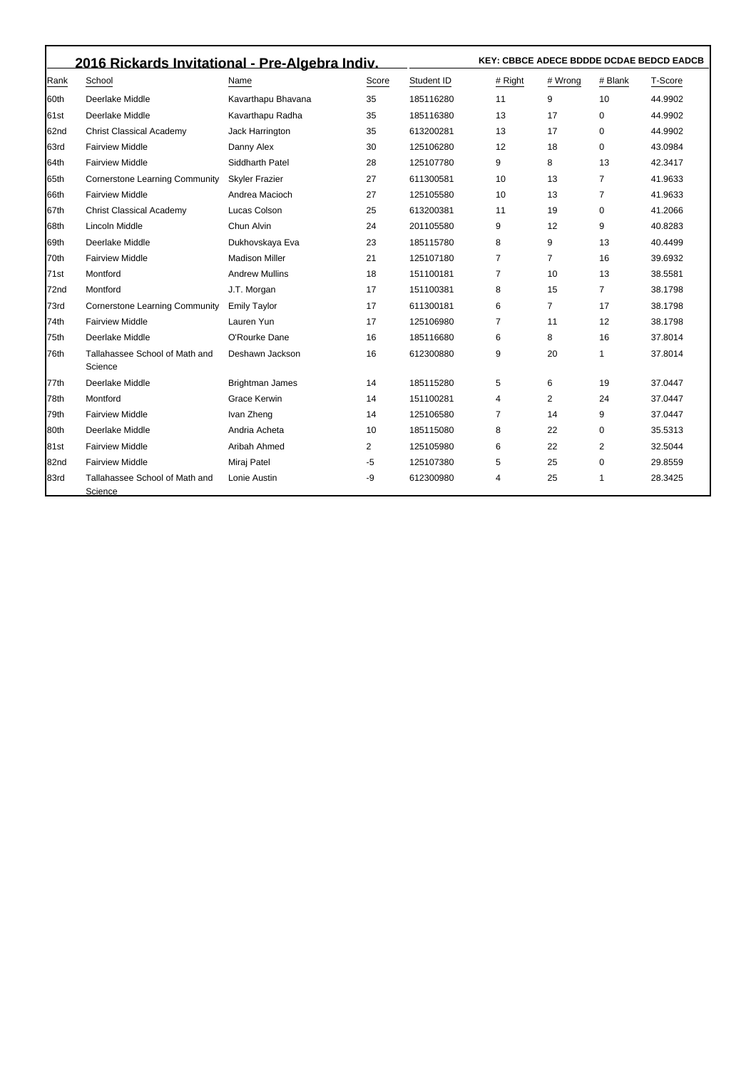## 2016 Rickards Invitational - Pre-Algebra Indiv.

**KEY: CBBCE ADECE BDDDE DCDAE BEDCD EADCB**

| Rank | School | Name | Score | Student ID | # Right | # Wrong | # Blank | T-Score |
|---|---|---|---|---|---|---|---|---|
| 60th | Deerlake Middle | Kavarthapu Bhavana | 35 | 185116280 | 11 | 9 | 10 | 44.9902 |
| 61st | Deerlake Middle | Kavarthapu Radha | 35 | 185116380 | 13 | 17 | 0 | 44.9902 |
| 62nd | Christ Classical Academy | Jack Harrington | 35 | 613200281 | 13 | 17 | 0 | 44.9902 |
| 63rd | Fairview Middle | Danny Alex | 30 | 125106280 | 12 | 18 | 0 | 43.0984 |
| 64th | Fairview Middle | Siddharth Patel | 28 | 125107780 | 9 | 8 | 13 | 42.3417 |
| 65th | Cornerstone Learning Community | Skyler Frazier | 27 | 611300581 | 10 | 13 | 7 | 41.9633 |
| 66th | Fairview Middle | Andrea Macioch | 27 | 125105580 | 10 | 13 | 7 | 41.9633 |
| 67th | Christ Classical Academy | Lucas Colson | 25 | 613200381 | 11 | 19 | 0 | 41.2066 |
| 68th | Lincoln Middle | Chun Alvin | 24 | 201105580 | 9 | 12 | 9 | 40.8283 |
| 69th | Deerlake Middle | Dukhovskaya Eva | 23 | 185115780 | 8 | 9 | 13 | 40.4499 |
| 70th | Fairview Middle | Madison Miller | 21 | 125107180 | 7 | 7 | 16 | 39.6932 |
| 71st | Montford | Andrew Mullins | 18 | 151100181 | 7 | 10 | 13 | 38.5581 |
| 72nd | Montford | J.T. Morgan | 17 | 151100381 | 8 | 15 | 7 | 38.1798 |
| 73rd | Cornerstone Learning Community | Emily Taylor | 17 | 611300181 | 6 | 7 | 17 | 38.1798 |
| 74th | Fairview Middle | Lauren Yun | 17 | 125106980 | 7 | 11 | 12 | 38.1798 |
| 75th | Deerlake Middle | O'Rourke Dane | 16 | 185116680 | 6 | 8 | 16 | 37.8014 |
| 76th | Tallahassee School of Math and Science | Deshawn Jackson | 16 | 612300880 | 9 | 20 | 1 | 37.8014 |
| 77th | Deerlake Middle | Brightman James | 14 | 185115280 | 5 | 6 | 19 | 37.0447 |
| 78th | Montford | Grace Kerwin | 14 | 151100281 | 4 | 2 | 24 | 37.0447 |
| 79th | Fairview Middle | Ivan Zheng | 14 | 125106580 | 7 | 14 | 9 | 37.0447 |
| 80th | Deerlake Middle | Andria Acheta | 10 | 185115080 | 8 | 22 | 0 | 35.5313 |
| 81st | Fairview Middle | Aribah Ahmed | 2 | 125105980 | 6 | 22 | 2 | 32.5044 |
| 82nd | Fairview Middle | Miraj Patel | -5 | 125107380 | 5 | 25 | 0 | 29.8559 |
| 83rd | Tallahassee School of Math and Science | Lonie Austin | -9 | 612300980 | 4 | 25 | 1 | 28.3425 |